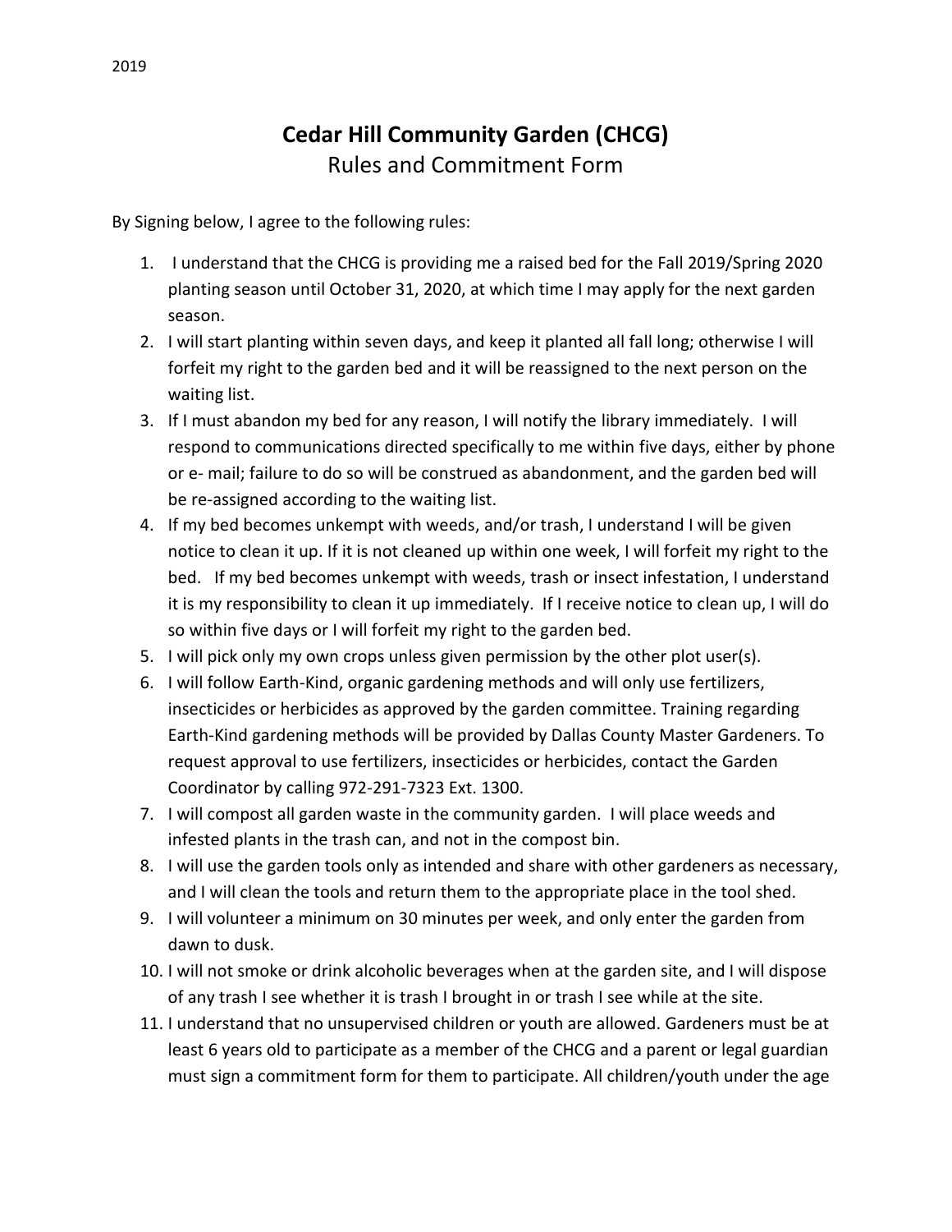2019

# Cedar Hill Community Garden (CHCG)

## Rules and Commitment Form

By Signing below, I agree to the following rules:

1. I understand that the CHCG is providing me a raised bed for the Fall 2019/Spring 2020 planting season until October 31, 2020, at which time I may apply for the next garden season.
2. I will start planting within seven days, and keep it planted all fall long; otherwise I will forfeit my right to the garden bed and it will be reassigned to the next person on the waiting list.
3. If I must abandon my bed for any reason, I will notify the library immediately. I will respond to communications directed specifically to me within five days, either by phone or e- mail; failure to do so will be construed as abandonment, and the garden bed will be re-assigned according to the waiting list.
4. If my bed becomes unkempt with weeds, and/or trash, I understand I will be given notice to clean it up. If it is not cleaned up within one week, I will forfeit my right to the bed. If my bed becomes unkempt with weeds, trash or insect infestation, I understand it is my responsibility to clean it up immediately. If I receive notice to clean up, I will do so within five days or I will forfeit my right to the garden bed.
5. I will pick only my own crops unless given permission by the other plot user(s).
6. I will follow Earth-Kind, organic gardening methods and will only use fertilizers, insecticides or herbicides as approved by the garden committee. Training regarding Earth-Kind gardening methods will be provided by Dallas County Master Gardeners. To request approval to use fertilizers, insecticides or herbicides, contact the Garden Coordinator by calling 972-291-7323 Ext. 1300.
7. I will compost all garden waste in the community garden. I will place weeds and infested plants in the trash can, and not in the compost bin.
8. I will use the garden tools only as intended and share with other gardeners as necessary, and I will clean the tools and return them to the appropriate place in the tool shed.
9. I will volunteer a minimum on 30 minutes per week, and only enter the garden from dawn to dusk.
10. I will not smoke or drink alcoholic beverages when at the garden site, and I will dispose of any trash I see whether it is trash I brought in or trash I see while at the site.
11. I understand that no unsupervised children or youth are allowed. Gardeners must be at least 6 years old to participate as a member of the CHCG and a parent or legal guardian must sign a commitment form for them to participate. All children/youth under the age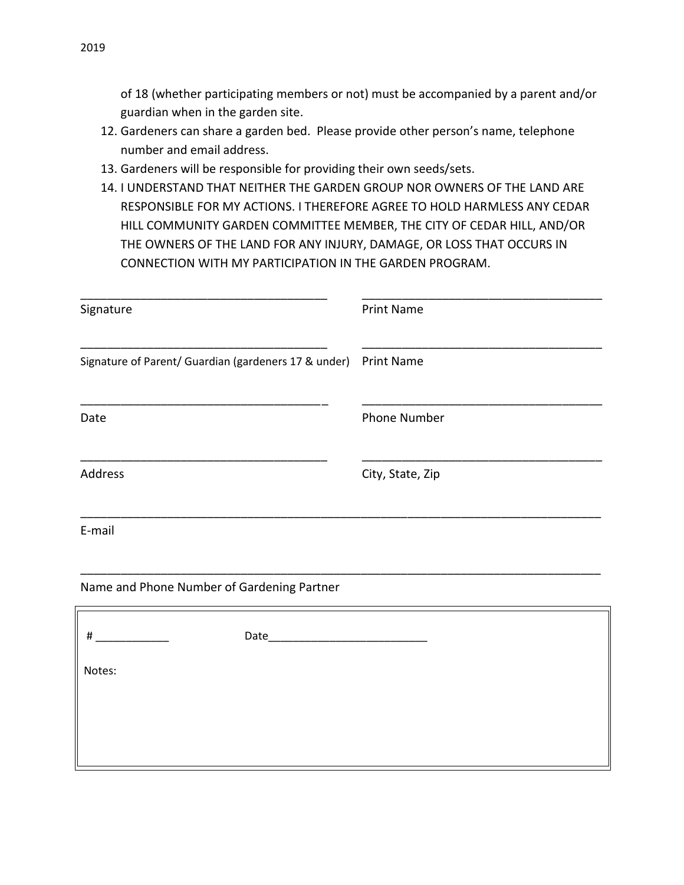of 18 (whether participating members or not) must be accompanied by a parent and/or guardian when in the garden site.

12. Gardeners can share a garden bed. Please provide other person's name, telephone number and email address.
13. Gardeners will be responsible for providing their own seeds/sets.
14. I UNDERSTAND THAT NEITHER THE GARDEN GROUP NOR OWNERS OF THE LAND ARE RESPONSIBLE FOR MY ACTIONS. I THEREFORE AGREE TO HOLD HARMLESS ANY CEDAR HILL COMMUNITY GARDEN COMMITTEE MEMBER, THE CITY OF CEDAR HILL, AND/OR THE OWNERS OF THE LAND FOR ANY INJURY, DAMAGE, OR LOSS THAT OCCURS IN CONNECTION WITH MY PARTICIPATION IN THE GARDEN PROGRAM.

______________________________________ ______________________________________
Signature Print Name

______________________________________ ______________________________________
Signature of Parent/ Guardian (gardeners 17 & under) Print Name

______________________________________ ______________________________________
Date Phone Number

______________________________________ ______________________________________
Address City, State, Zip

________________________________________________________________________________
E-mail

________________________________________________________________________________
Name and Phone Number of Gardening Partner

# ____________ Date__________________________

Notes: